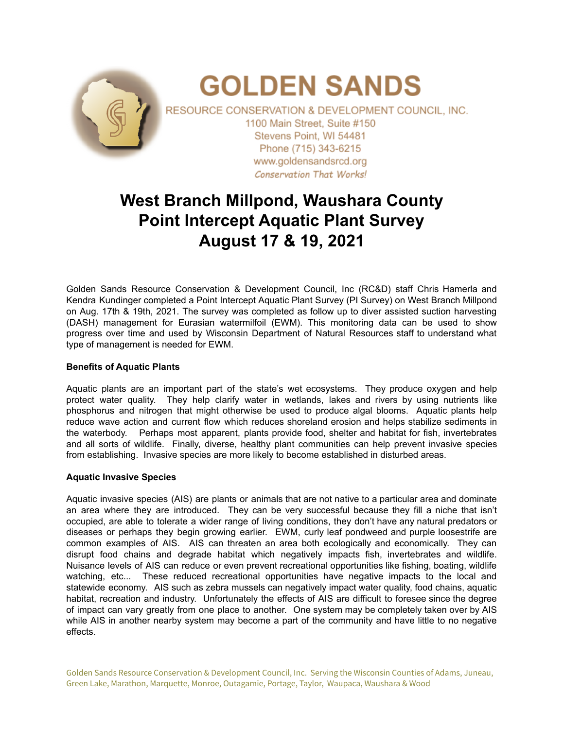# GOLDEN SANDS

RESOURCE CONSERVATION & DEVELOPMENT COUNCIL, INC.
1100 Main Street, Suite #150
Stevens Point, WI 54481
Phone (715) 343-6215
www.goldensandsrcd.org
*Conservation That Works!*

# West Branch Millpond, Waushara County
# Point Intercept Aquatic Plant Survey
# August 17 & 19, 2021

Golden Sands Resource Conservation & Development Council, Inc (RC&D) staff Chris Hamerla and Kendra Kundinger completed a Point Intercept Aquatic Plant Survey (PI Survey) on West Branch Millpond on Aug. 17th & 19th, 2021. The survey was completed as follow up to diver assisted suction harvesting (DASH) management for Eurasian watermilfoil (EWM). This monitoring data can be used to show progress over time and used by Wisconsin Department of Natural Resources staff to understand what type of management is needed for EWM.

**Benefits of Aquatic Plants**

Aquatic plants are an important part of the state's wet ecosystems. They produce oxygen and help protect water quality. They help clarify water in wetlands, lakes and rivers by using nutrients like phosphorus and nitrogen that might otherwise be used to produce algal blooms. Aquatic plants help reduce wave action and current flow which reduces shoreland erosion and helps stabilize sediments in the waterbody. Perhaps most apparent, plants provide food, shelter and habitat for fish, invertebrates and all sorts of wildlife. Finally, diverse, healthy plant communities can help prevent invasive species from establishing. Invasive species are more likely to become established in disturbed areas.

**Aquatic Invasive Species**

Aquatic invasive species (AIS) are plants or animals that are not native to a particular area and dominate an area where they are introduced. They can be very successful because they fill a niche that isn't occupied, are able to tolerate a wider range of living conditions, they don't have any natural predators or diseases or perhaps they begin growing earlier. EWM, curly leaf pondweed and purple loosestrife are common examples of AIS. AIS can threaten an area both ecologically and economically. They can disrupt food chains and degrade habitat which negatively impacts fish, invertebrates and wildlife. Nuisance levels of AIS can reduce or even prevent recreational opportunities like fishing, boating, wildlife watching, etc... These reduced recreational opportunities have negative impacts to the local and statewide economy. AIS such as zebra mussels can negatively impact water quality, food chains, aquatic habitat, recreation and industry. Unfortunately the effects of AIS are difficult to foresee since the degree of impact can vary greatly from one place to another. One system may be completely taken over by AIS while AIS in another nearby system may become a part of the community and have little to no negative effects.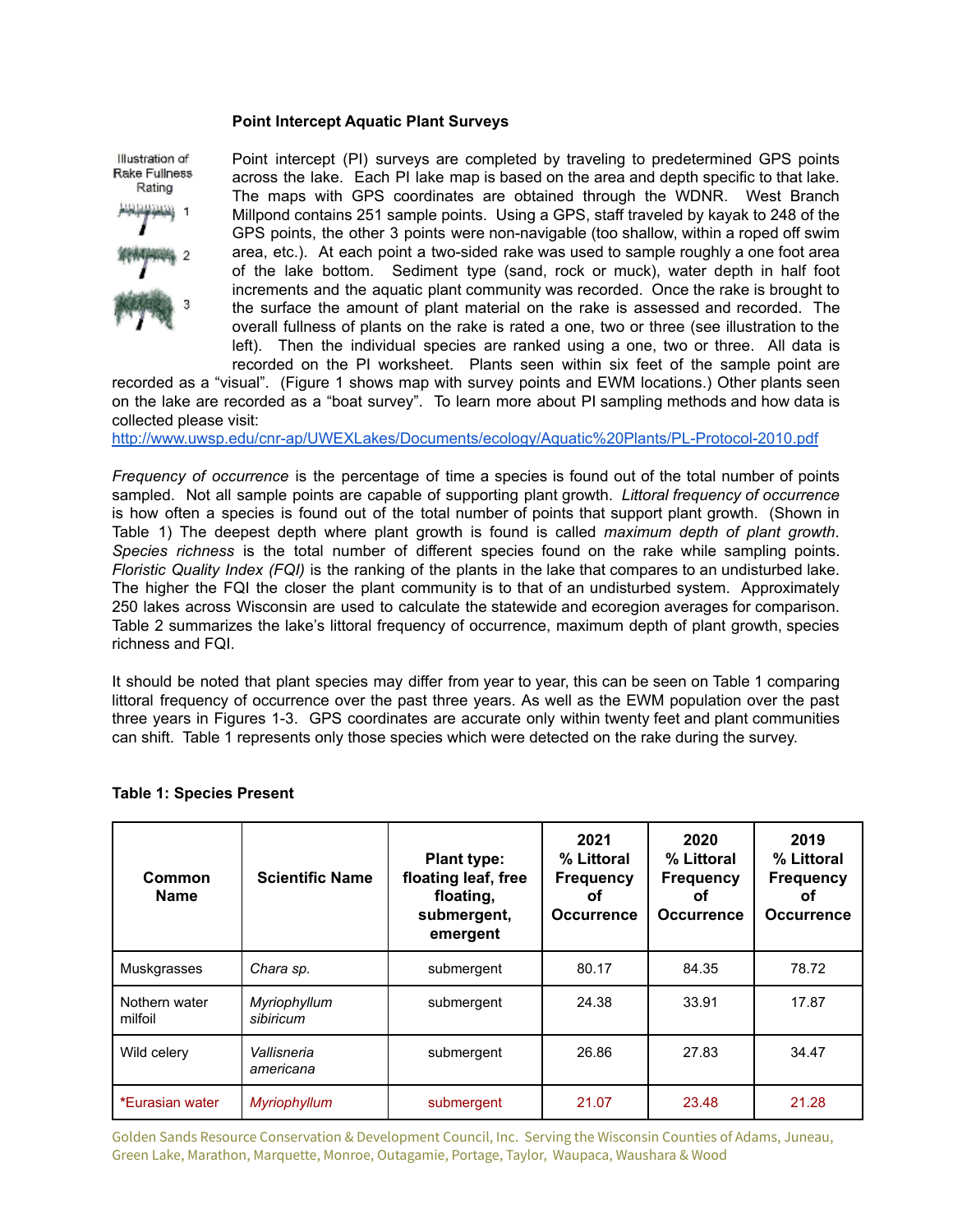### Point Intercept Aquatic Plant Surveys

Illustration of Rake Fullness Rating

1

2

3

Point intercept (PI) surveys are completed by traveling to predetermined GPS points across the lake. Each PI lake map is based on the area and depth specific to that lake. The maps with GPS coordinates are obtained through the WDNR. West Branch Millpond contains 251 sample points. Using a GPS, staff traveled by kayak to 248 of the GPS points, the other 3 points were non-navigable (too shallow, within a roped off swim area, etc.). At each point a two-sided rake was used to sample roughly a one foot area of the lake bottom. Sediment type (sand, rock or muck), water depth in half foot increments and the aquatic plant community was recorded. Once the rake is brought to the surface the amount of plant material on the rake is assessed and recorded. The overall fullness of plants on the rake is rated a one, two or three (see illustration to the left). Then the individual species are ranked using a one, two or three. All data is recorded on the PI worksheet. Plants seen within six feet of the sample point are recorded as a "visual". (Figure 1 shows map with survey points and EWM locations.) Other plants seen on the lake are recorded as a "boat survey". To learn more about PI sampling methods and how data is collected please visit:
http://www.uwsp.edu/cnr-ap/UWEXLakes/Documents/ecology/Aquatic%20Plants/PL-Protocol-2010.pdf

*Frequency of occurrence* is the percentage of time a species is found out of the total number of points sampled. Not all sample points are capable of supporting plant growth. *Littoral frequency of occurrence* is how often a species is found out of the total number of points that support plant growth. (Shown in Table 1) The deepest depth where plant growth is found is called *maximum depth of plant growth*. *Species richness* is the total number of different species found on the rake while sampling points. *Floristic Quality Index (FQI)* is the ranking of the plants in the lake that compares to an undisturbed lake. The higher the FQI the closer the plant community is to that of an undisturbed system. Approximately 250 lakes across Wisconsin are used to calculate the statewide and ecoregion averages for comparison. Table 2 summarizes the lake's littoral frequency of occurrence, maximum depth of plant growth, species richness and FQI.

It should be noted that plant species may differ from year to year, this can be seen on Table 1 comparing littoral frequency of occurrence over the past three years. As well as the EWM population over the past three years in Figures 1-3. GPS coordinates are accurate only within twenty feet and plant communities can shift. Table 1 represents only those species which were detected on the rake during the survey.

**Table 1: Species Present**

| Common Name | Scientific Name | Plant type: floating leaf, free floating, submergent, emergent | 2021 % Littoral Frequency of Occurrence | 2020 % Littoral Frequency of Occurrence | 2019 % Littoral Frequency of Occurrence |
|---|---|---|---|---|---|
| Muskgrasses | *Chara sp.* | submergent | 80.17 | 84.35 | 78.72 |
| Nothern water milfoil | *Myriophyllum sibiricum* | submergent | 24.38 | 33.91 | 17.87 |
| Wild celery | *Vallisneria americana* | submergent | 26.86 | 27.83 | 34.47 |
| *Eurasian water | *Myriophyllum* | submergent | 21.07 | 23.48 | 21.28 |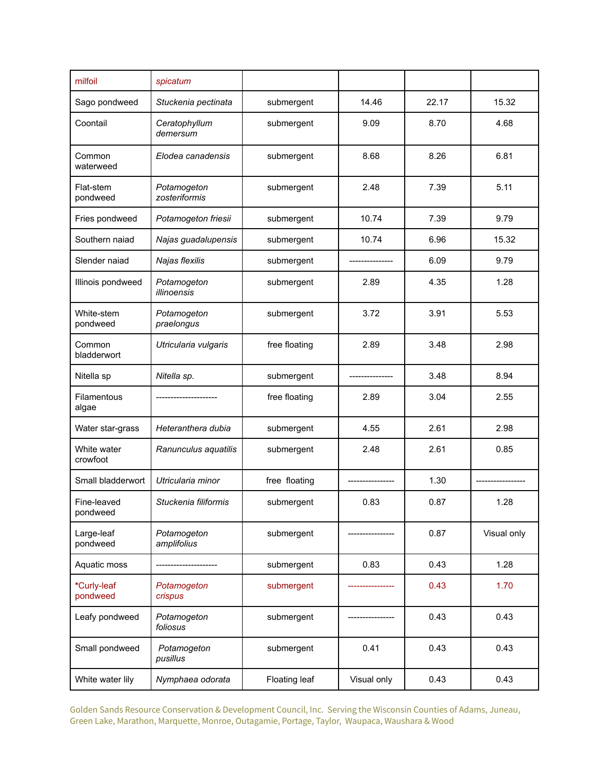| milfoil | *spicatum* | | | | |
|---|---|---|---|---|---|
| Sago pondweed | *Stuckenia pectinata* | submergent | 14.46 | 22.17 | 15.32 |
| Coontail | *Ceratophyllum demersum* | submergent | 9.09 | 8.70 | 4.68 |
| Common waterweed | *Elodea canadensis* | submergent | 8.68 | 8.26 | 6.81 |
| Flat-stem pondweed | *Potamogeton zosteriformis* | submergent | 2.48 | 7.39 | 5.11 |
| Fries pondweed | *Potamogeton friesii* | submergent | 10.74 | 7.39 | 9.79 |
| Southern naiad | *Najas guadalupensis* | submergent | 10.74 | 6.96 | 15.32 |
| Slender naiad | *Najas flexilis* | submergent | --------------- | 6.09 | 9.79 |
| Illinois pondweed | *Potamogeton illinoensis* | submergent | 2.89 | 4.35 | 1.28 |
| White-stem pondweed | *Potamogeton praelongus* | submergent | 3.72 | 3.91 | 5.53 |
| Common bladderwort | *Utricularia vulgaris* | free floating | 2.89 | 3.48 | 2.98 |
| Nitella sp | *Nitella sp.* | submergent | --------------- | 3.48 | 8.94 |
| Filamentous algae | --------------------- | free floating | 2.89 | 3.04 | 2.55 |
| Water star-grass | *Heteranthera dubia* | submergent | 4.55 | 2.61 | 2.98 |
| White water crowfoot | *Ranunculus aquatilis* | submergent | 2.48 | 2.61 | 0.85 |
| Small bladderwort | *Utricularia minor* | free floating | ---------------- | 1.30 | ----------------- |
| Fine-leaved pondweed | *Stuckenia filiformis* | submergent | 0.83 | 0.87 | 1.28 |
| Large-leaf pondweed | *Potamogeton amplifolius* | submergent | ---------------- | 0.87 | Visual only |
| Aquatic moss | --------------------- | submergent | 0.83 | 0.43 | 1.28 |
| *Curly-leaf pondweed | *Potamogeton crispus* | submergent | ---------------- | 0.43 | 1.70 |
| Leafy pondweed | *Potamogeton foliosus* | submergent | ---------------- | 0.43 | 0.43 |
| Small pondweed | *Potamogeton pusillus* | submergent | 0.41 | 0.43 | 0.43 |
| White water lily | *Nymphaea odorata* | Floating leaf | Visual only | 0.43 | 0.43 |

Golden Sands Resource Conservation & Development Council, Inc. Serving the Wisconsin Counties of Adams, Juneau, Green Lake, Marathon, Marquette, Monroe, Outagamie, Portage, Taylor, Waupaca, Waushara & Wood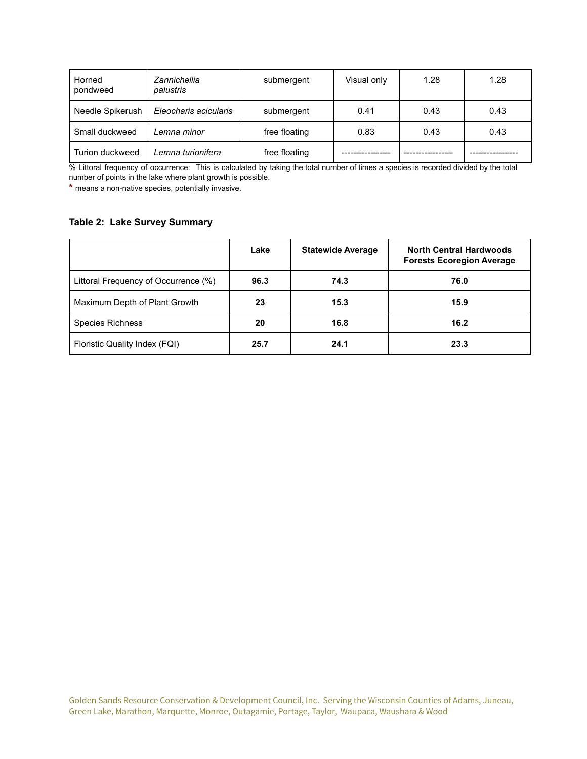| Horned pondweed | *Zannichellia palustris* | submergent | Visual only | 1.28 | 1.28 |
|---|---|---|---|---|---|
| Needle Spikerush | *Eleocharis acicularis* | submergent | 0.41 | 0.43 | 0.43 |
| Small duckweed | *Lemna minor* | free floating | 0.83 | 0.43 | 0.43 |
| Turion duckweed | *Lemna turionifera* | free floating | ---------------- | ---------------- | ---------------- |

% Littoral frequency of occurrence: This is calculated by taking the total number of times a species is recorded divided by the total number of points in the lake where plant growth is possible.

* means a non-native species, potentially invasive.

### Table 2: Lake Survey Summary

| | Lake | Statewide Average | North Central Hardwoods Forests Ecoregion Average |
|---|---|---|---|
| Littoral Frequency of Occurrence (%) | **96.3** | **74.3** | **76.0** |
| Maximum Depth of Plant Growth | **23** | **15.3** | **15.9** |
| Species Richness | **20** | **16.8** | **16.2** |
| Floristic Quality Index (FQI) | **25.7** | **24.1** | **23.3** |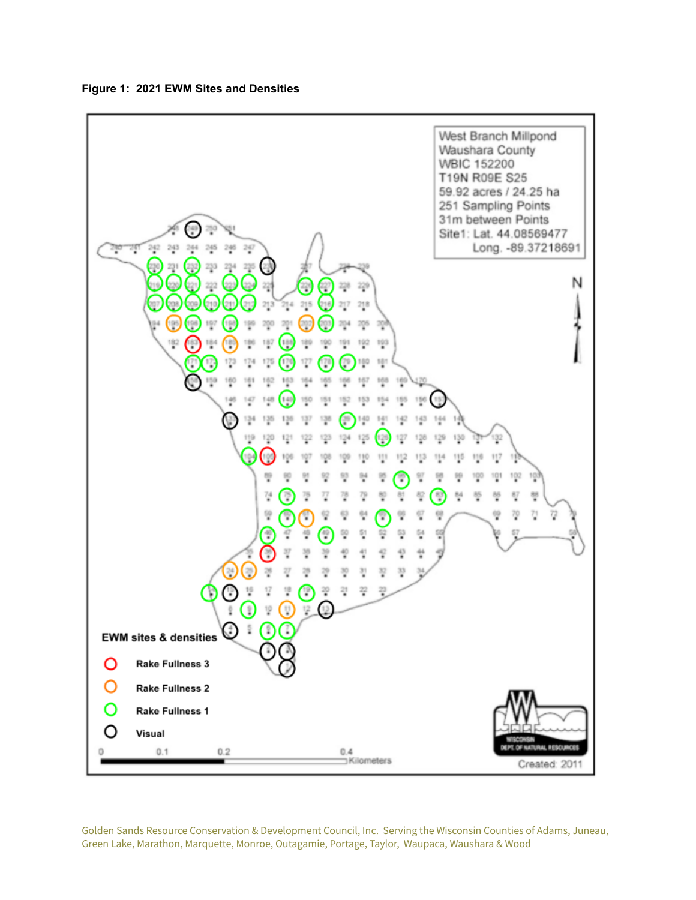**Figure 1: 2021 EWM Sites and Densities**

West Branch Millpond
Waushara County
WBIC 152200
T19N R09E S25
59.92 acres / 24.25 ha
251 Sampling Points
31m between Points
Site1: Lat. 44.08569477
Long. -89.37218691

EWM sites & densities

- Rake Fullness 3
- Rake Fullness 2
- Rake Fullness 1
- Visual

0 0.1 0.2 0.4 Kilometers

Created: 2011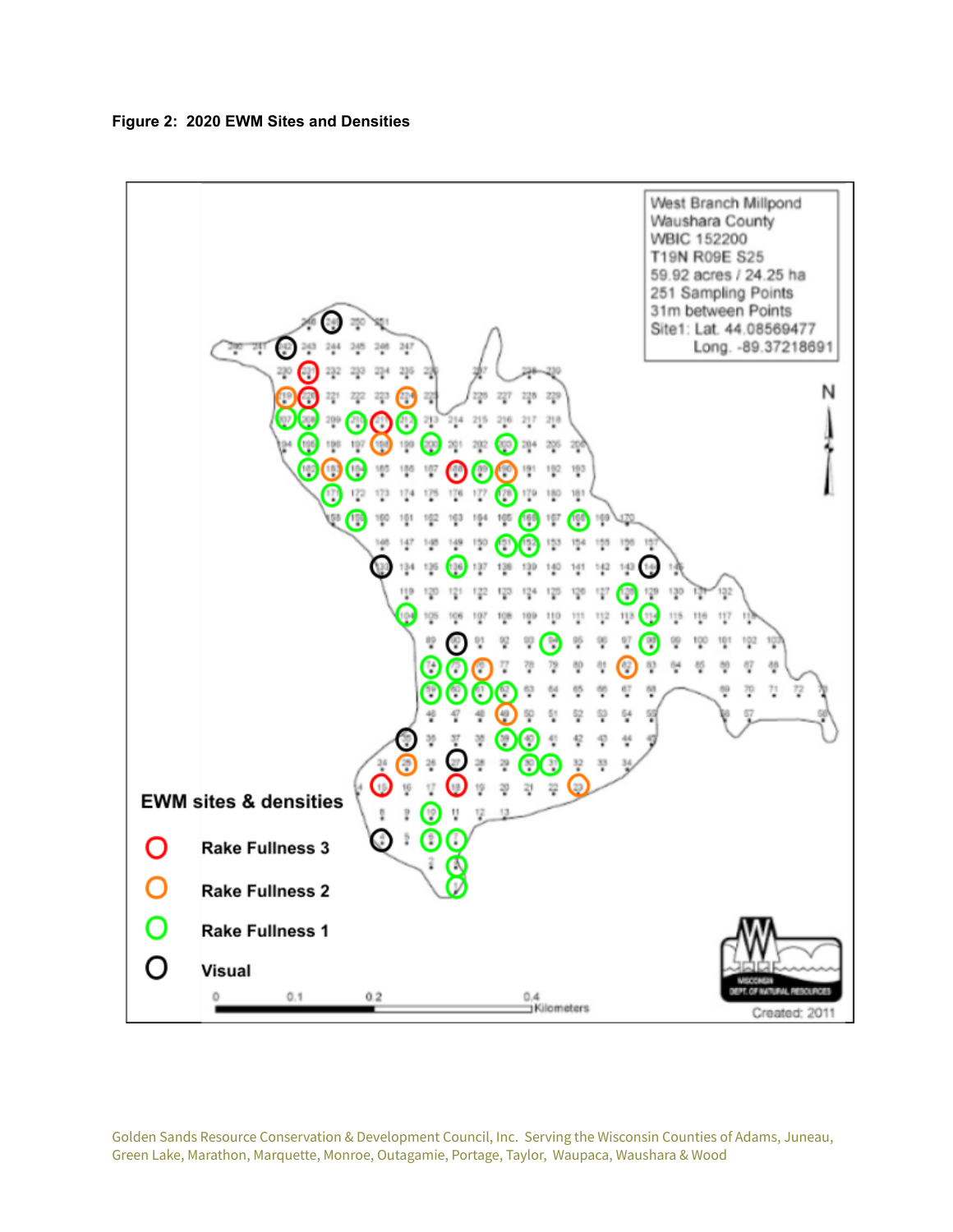**Figure 2: 2020 EWM Sites and Densities**

West Branch Millpond
Waushara County
WBIC 152200
T19N R09E S25
59.92 acres / 24.25 ha
251 Sampling Points
31m between Points
Site1: Lat. 44.08569477
Long. -89.37218691

**EWM sites & densities**

- Rake Fullness 3 (red)
- Rake Fullness 2 (orange)
- Rake Fullness 1 (green)
- Visual (black)

0 | 0.1 | 0.2 | 0.4 Kilometers

WISCONSIN DEPT. OF NATURAL RESOURCES

Created: 2011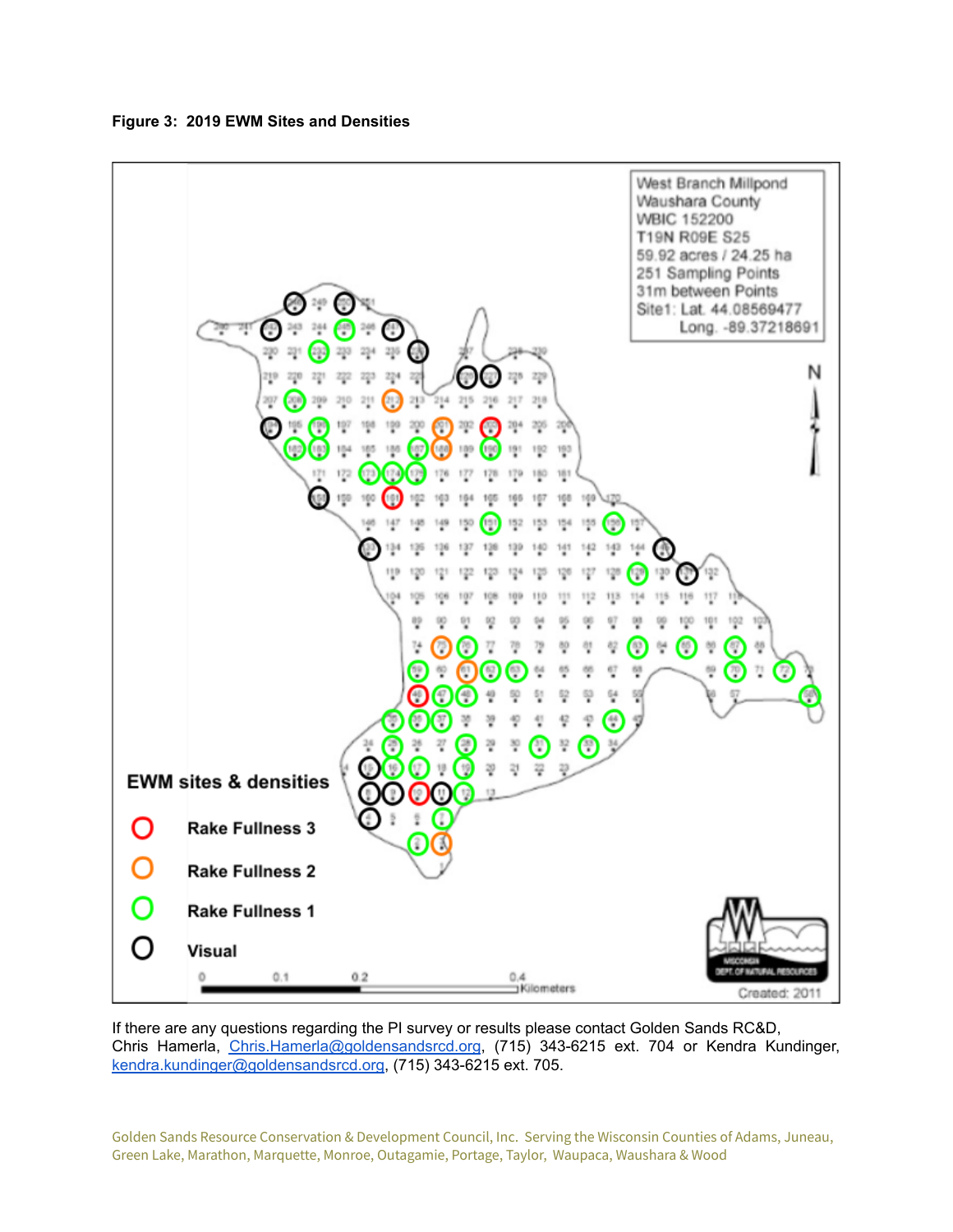**Figure 3: 2019 EWM Sites and Densities**

West Branch Millpond
Waushara County
WBIC 152200
T19N R09E S25
59.92 acres / 24.25 ha
251 Sampling Points
31m between Points
Site1: Lat. 44.08569477
Long. -89.37218691

N

EWM sites & densities

Rake Fullness 3

Rake Fullness 2

Rake Fullness 1

Visual

0 0.1 0.2 0.4 Kilometers

WISCONSIN DEPT. OF NATURAL RESOURCES

Created: 2011

If there are any questions regarding the PI survey or results please contact Golden Sands RC&D, Chris Hamerla, Chris.Hamerla@goldensandsrcd.org, (715) 343-6215 ext. 704 or Kendra Kundinger, kendra.kundinger@goldensandsrcd.org, (715) 343-6215 ext. 705.

Golden Sands Resource Conservation & Development Council, Inc. Serving the Wisconsin Counties of Adams, Juneau, Green Lake, Marathon, Marquette, Monroe, Outagamie, Portage, Taylor, Waupaca, Waushara & Wood